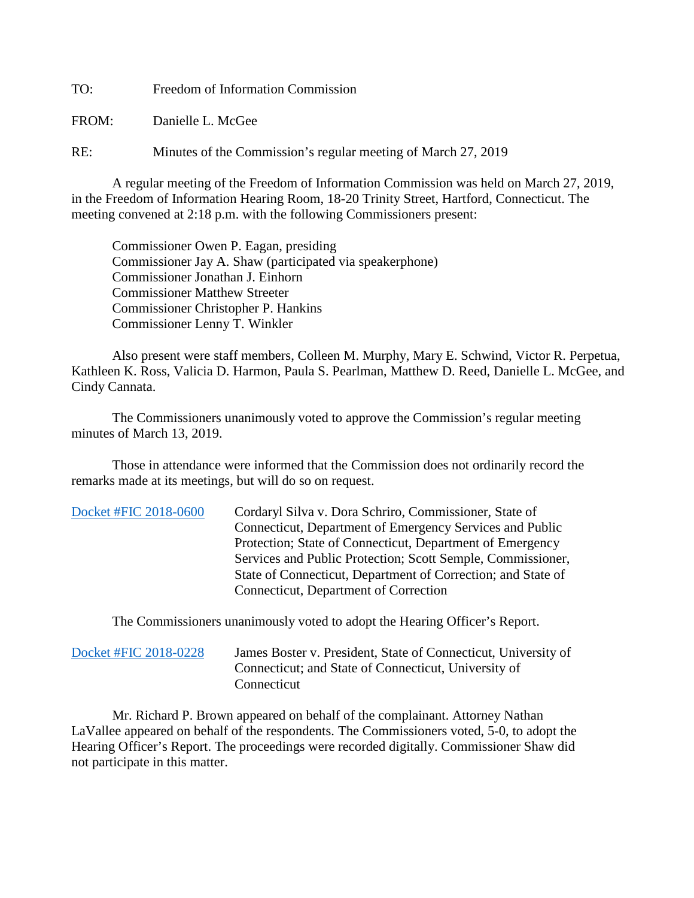TO: Freedom of Information Commission

FROM: Danielle L. McGee

RE: Minutes of the Commission's regular meeting of March 27, 2019

A regular meeting of the Freedom of Information Commission was held on March 27, 2019, in the Freedom of Information Hearing Room, 18-20 Trinity Street, Hartford, Connecticut. The meeting convened at 2:18 p.m. with the following Commissioners present:

Commissioner Owen P. Eagan, presiding
Commissioner Jay A. Shaw (participated via speakerphone)
Commissioner Jonathan J. Einhorn
Commissioner Matthew Streeter
Commissioner Christopher P. Hankins
Commissioner Lenny T. Winkler

Also present were staff members, Colleen M. Murphy, Mary E. Schwind, Victor R. Perpetua, Kathleen K. Ross, Valicia D. Harmon, Paula S. Pearlman, Matthew D. Reed, Danielle L. McGee, and Cindy Cannata.

The Commissioners unanimously voted to approve the Commission's regular meeting minutes of March 13, 2019.

Those in attendance were informed that the Commission does not ordinarily record the remarks made at its meetings, but will do so on request.

Docket #FIC 2018-0600 Cordaryl Silva v. Dora Schriro, Commissioner, State of Connecticut, Department of Emergency Services and Public Protection; State of Connecticut, Department of Emergency Services and Public Protection; Scott Semple, Commissioner, State of Connecticut, Department of Correction; and State of Connecticut, Department of Correction

The Commissioners unanimously voted to adopt the Hearing Officer's Report.

Docket #FIC 2018-0228 James Boster v. President, State of Connecticut, University of Connecticut; and State of Connecticut, University of Connecticut

Mr. Richard P. Brown appeared on behalf of the complainant. Attorney Nathan LaVallee appeared on behalf of the respondents. The Commissioners voted, 5-0, to adopt the Hearing Officer's Report. The proceedings were recorded digitally. Commissioner Shaw did not participate in this matter.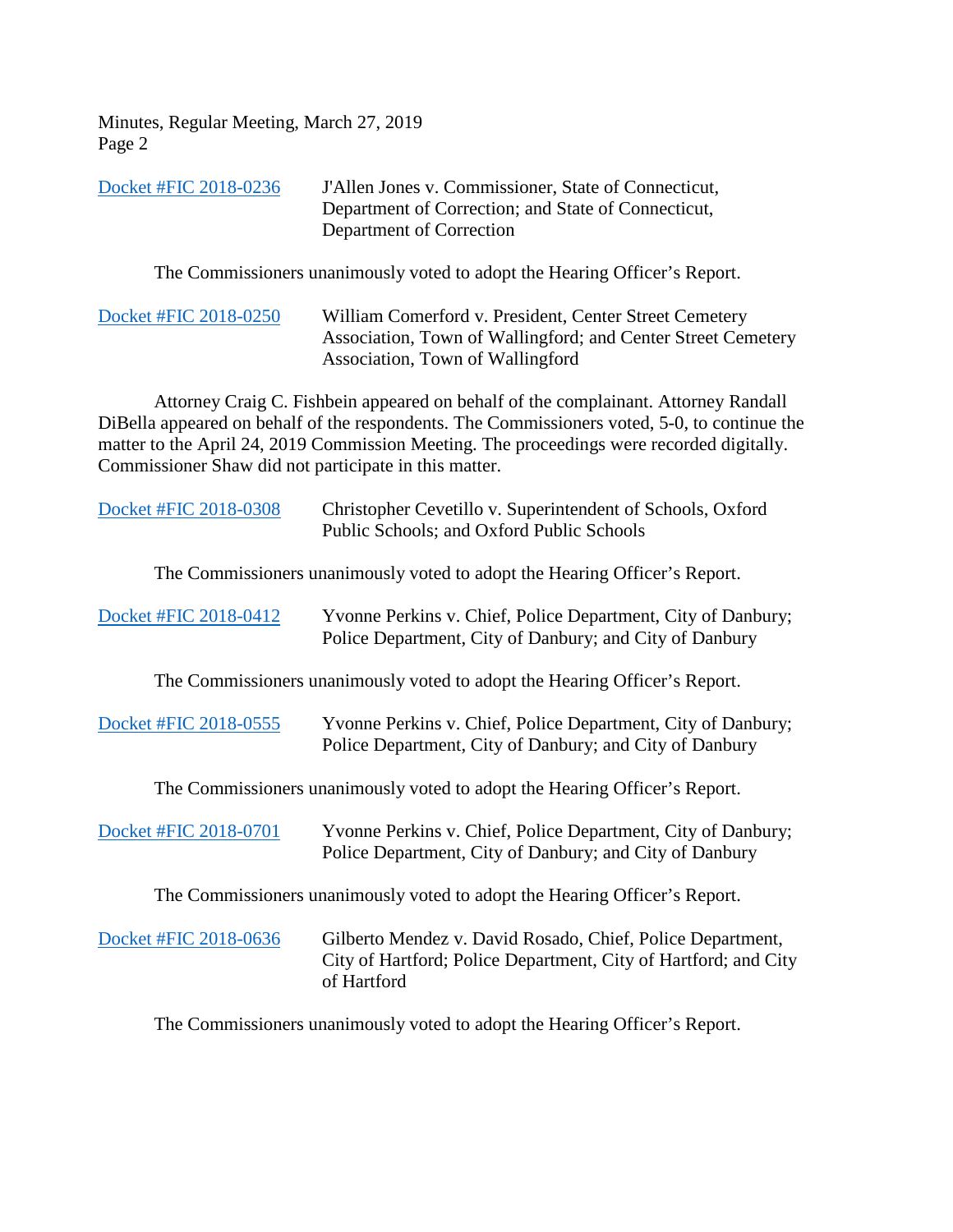Docket #FIC 2018-0236 J'Allen Jones v. Commissioner, State of Connecticut, Department of Correction; and State of Connecticut, Department of Correction

The Commissioners unanimously voted to adopt the Hearing Officer's Report.

Docket #FIC 2018-0250 William Comerford v. President, Center Street Cemetery Association, Town of Wallingford; and Center Street Cemetery Association, Town of Wallingford

Attorney Craig C. Fishbein appeared on behalf of the complainant. Attorney Randall DiBella appeared on behalf of the respondents. The Commissioners voted, 5-0, to continue the matter to the April 24, 2019 Commission Meeting. The proceedings were recorded digitally. Commissioner Shaw did not participate in this matter.

Docket #FIC 2018-0308 Christopher Cevetillo v. Superintendent of Schools, Oxford Public Schools; and Oxford Public Schools

The Commissioners unanimously voted to adopt the Hearing Officer's Report.

Docket #FIC 2018-0412 Yvonne Perkins v. Chief, Police Department, City of Danbury; Police Department, City of Danbury; and City of Danbury

The Commissioners unanimously voted to adopt the Hearing Officer's Report.

Docket #FIC 2018-0555 Yvonne Perkins v. Chief, Police Department, City of Danbury; Police Department, City of Danbury; and City of Danbury

The Commissioners unanimously voted to adopt the Hearing Officer's Report.

Docket #FIC 2018-0701 Yvonne Perkins v. Chief, Police Department, City of Danbury; Police Department, City of Danbury; and City of Danbury

The Commissioners unanimously voted to adopt the Hearing Officer's Report.

Docket #FIC 2018-0636 Gilberto Mendez v. David Rosado, Chief, Police Department, City of Hartford; Police Department, City of Hartford; and City of Hartford

The Commissioners unanimously voted to adopt the Hearing Officer's Report.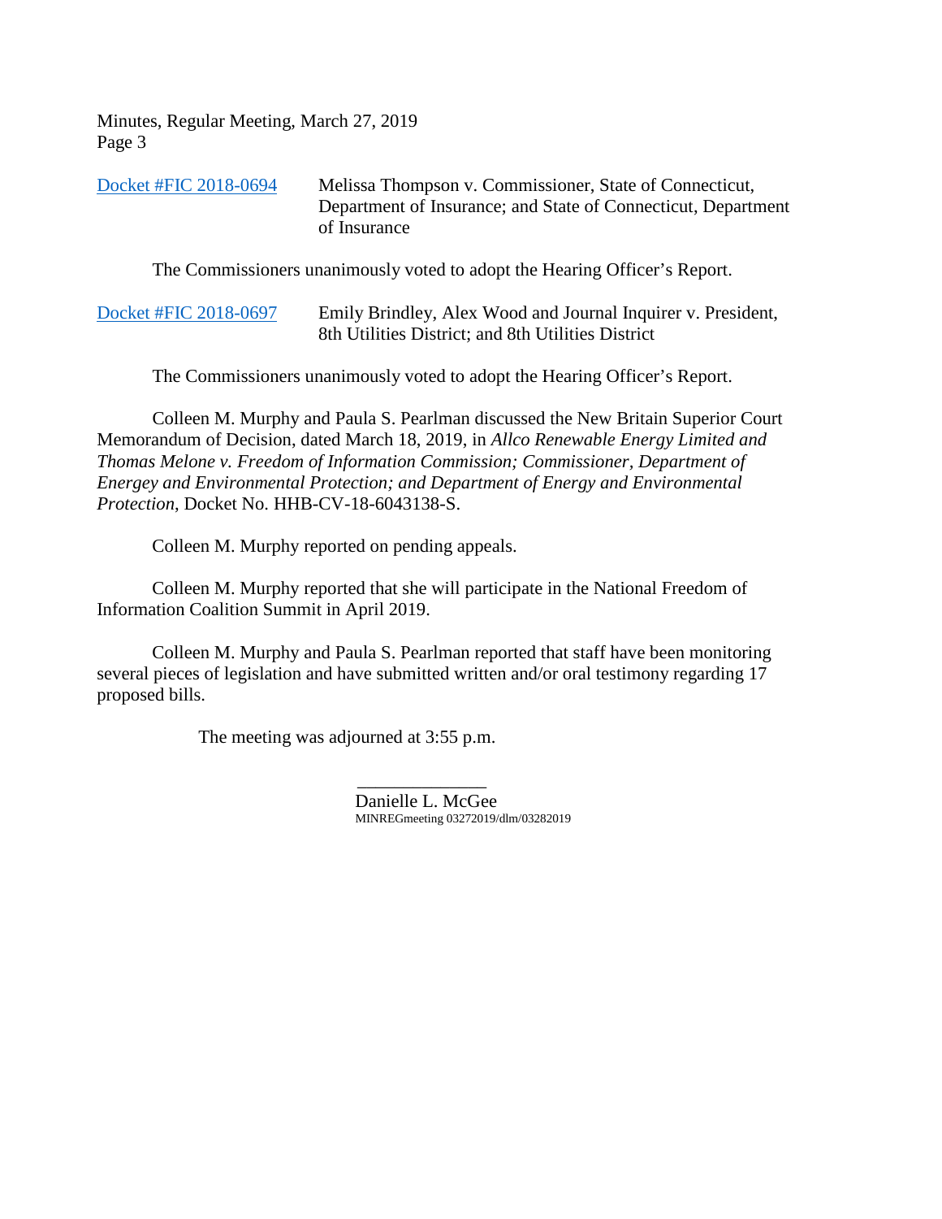[Docket #FIC 2018-0694](#) Melissa Thompson v. Commissioner, State of Connecticut, Department of Insurance; and State of Connecticut, Department of Insurance

The Commissioners unanimously voted to adopt the Hearing Officer's Report.

[Docket #FIC 2018-0697](#) Emily Brindley, Alex Wood and Journal Inquirer v. President, 8th Utilities District; and 8th Utilities District

The Commissioners unanimously voted to adopt the Hearing Officer's Report.

Colleen M. Murphy and Paula S. Pearlman discussed the New Britain Superior Court Memorandum of Decision, dated March 18, 2019, in *Allco Renewable Energy Limited and Thomas Melone v. Freedom of Information Commission; Commissioner, Department of Energey and Environmental Protection; and Department of Energy and Environmental Protection*, Docket No. HHB-CV-18-6043138-S.

Colleen M. Murphy reported on pending appeals.

Colleen M. Murphy reported that she will participate in the National Freedom of Information Coalition Summit in April 2019.

Colleen M. Murphy and Paula S. Pearlman reported that staff have been monitoring several pieces of legislation and have submitted written and/or oral testimony regarding 17 proposed bills.

The meeting was adjourned at 3:55 p.m.

______________
Danielle L. McGee
MINREGmeeting 03272019/dlm/03282019